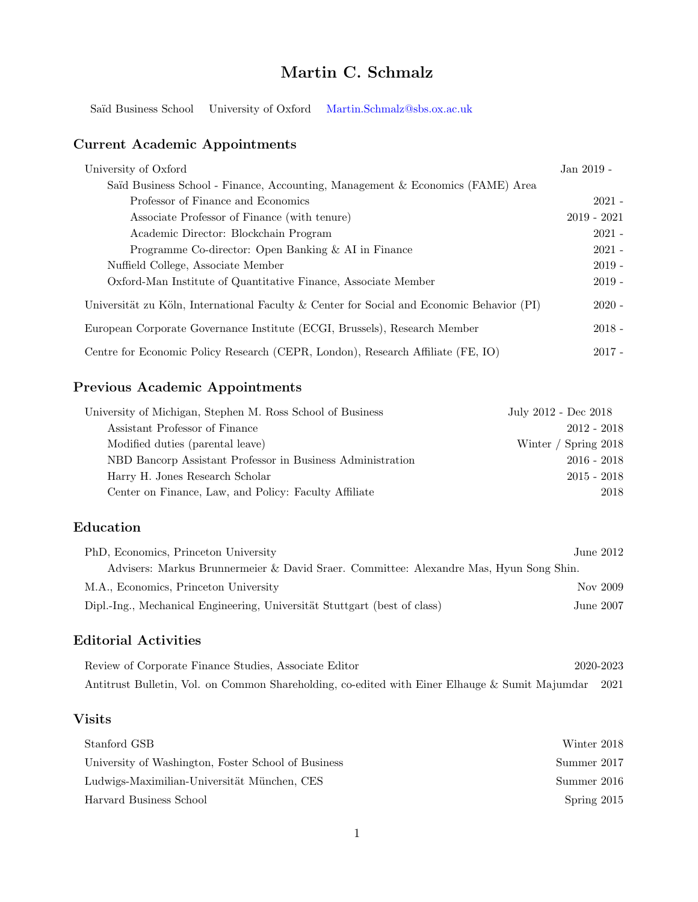# Martin C. Schmalz

Saïd Business School University of Oxford Martin.Schmalz@sbs.ox.ac.uk

## Current Academic Appointments

University of Oxford — Jan 2019 -

- Saïd Business School - Finance, Accounting, Management & Economics (FAME) Area
  - Professor of Finance and Economics — 2021 -
  - Associate Professor of Finance (with tenure) — 2019 - 2021
  - Academic Director: Blockchain Program — 2021 -
  - Programme Co-director: Open Banking & AI in Finance — 2021 -
- Nuffield College, Associate Member — 2019 -
- Oxford-Man Institute of Quantitative Finance, Associate Member — 2019 -

Universität zu Köln, International Faculty & Center for Social and Economic Behavior (PI) — 2020 -

European Corporate Governance Institute (ECGI, Brussels), Research Member — 2018 -

Centre for Economic Policy Research (CEPR, London), Research Affiliate (FE, IO) — 2017 -

## Previous Academic Appointments

University of Michigan, Stephen M. Ross School of Business — July 2012 - Dec 2018

- Assistant Professor of Finance — 2012 - 2018
- Modified duties (parental leave) — Winter / Spring 2018
- NBD Bancorp Assistant Professor in Business Administration — 2016 - 2018
- Harry H. Jones Research Scholar — 2015 - 2018
- Center on Finance, Law, and Policy: Faculty Affiliate — 2018

## Education

PhD, Economics, Princeton University — June 2012

- Advisers: Markus Brunnermeier & David Sraer. Committee: Alexandre Mas, Hyun Song Shin.

M.A., Economics, Princeton University — Nov 2009

Dipl.-Ing., Mechanical Engineering, Universität Stuttgart (best of class) — June 2007

## Editorial Activities

Review of Corporate Finance Studies, Associate Editor — 2020-2023

Antitrust Bulletin, Vol. on Common Shareholding, co-edited with Einer Elhauge & Sumit Majumdar — 2021

## Visits

Stanford GSB — Winter 2018

University of Washington, Foster School of Business — Summer 2017

Ludwigs-Maximilian-Universität München, CES — Summer 2016

Harvard Business School — Spring 2015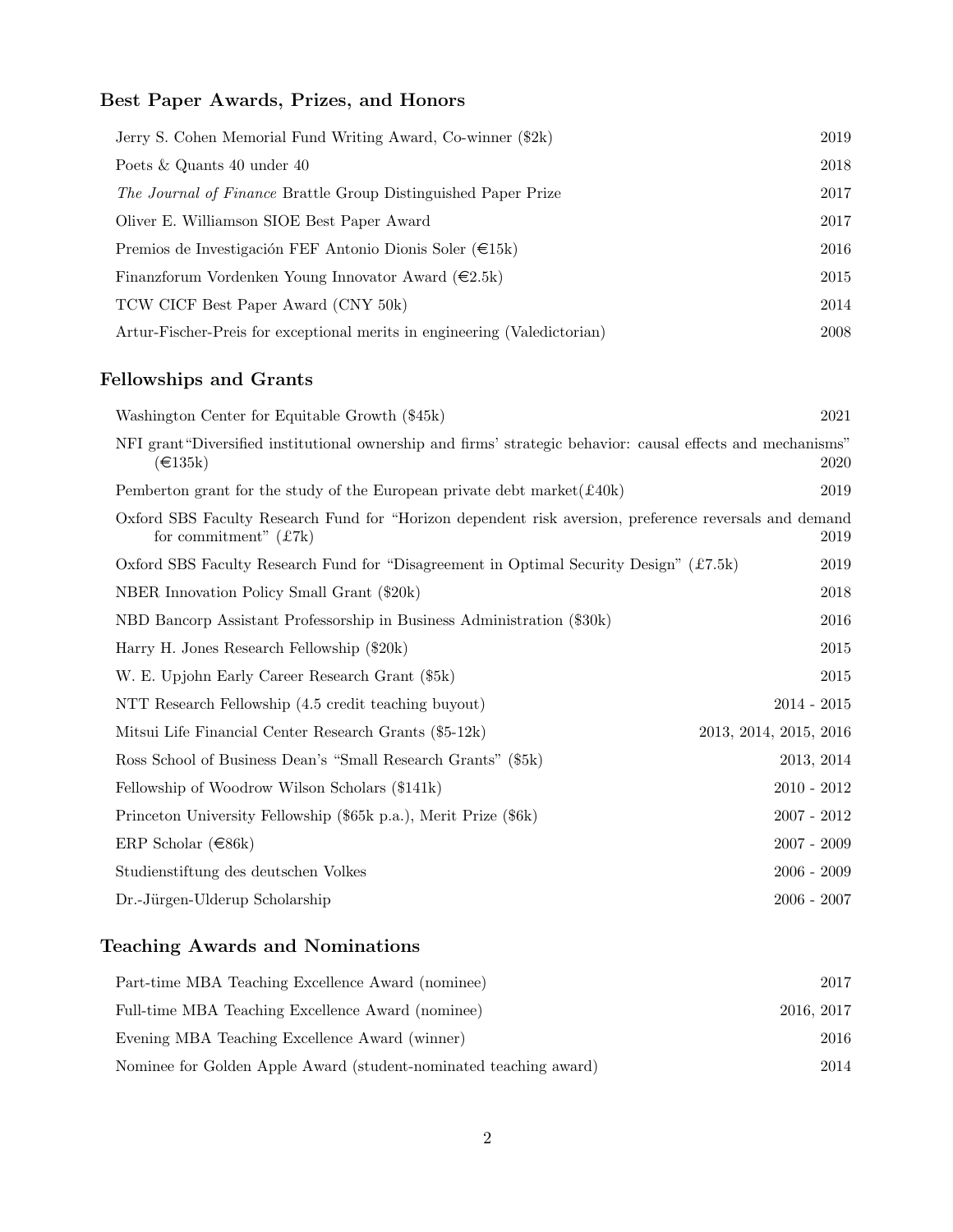## Best Paper Awards, Prizes, and Honors

| | |
|---|---|
| Jerry S. Cohen Memorial Fund Writing Award, Co-winner ($2k) | 2019 |
| Poets & Quants 40 under 40 | 2018 |
| *The Journal of Finance* Brattle Group Distinguished Paper Prize | 2017 |
| Oliver E. Williamson SIOE Best Paper Award | 2017 |
| Premios de Investigación FEF Antonio Dionis Soler (€15k) | 2016 |
| Finanzforum Vordenken Young Innovator Award (€2.5k) | 2015 |
| TCW CICF Best Paper Award (CNY 50k) | 2014 |
| Artur-Fischer-Preis for exceptional merits in engineering (Valedictorian) | 2008 |

## Fellowships and Grants

| | |
|---|---|
| Washington Center for Equitable Growth ($45k) | 2021 |
| NFI grant"Diversified institutional ownership and firms' strategic behavior: causal effects and mechanisms" (€135k) | 2020 |
| Pemberton grant for the study of the European private debt market(£40k) | 2019 |
| Oxford SBS Faculty Research Fund for "Horizon dependent risk aversion, preference reversals and demand for commitment" (£7k) | 2019 |
| Oxford SBS Faculty Research Fund for "Disagreement in Optimal Security Design" (£7.5k) | 2019 |
| NBER Innovation Policy Small Grant ($20k) | 2018 |
| NBD Bancorp Assistant Professorship in Business Administration ($30k) | 2016 |
| Harry H. Jones Research Fellowship ($20k) | 2015 |
| W. E. Upjohn Early Career Research Grant ($5k) | 2015 |
| NTT Research Fellowship (4.5 credit teaching buyout) | 2014 - 2015 |
| Mitsui Life Financial Center Research Grants ($5-12k) | 2013, 2014, 2015, 2016 |
| Ross School of Business Dean's "Small Research Grants" ($5k) | 2013, 2014 |
| Fellowship of Woodrow Wilson Scholars ($141k) | 2010 - 2012 |
| Princeton University Fellowship ($65k p.a.), Merit Prize ($6k) | 2007 - 2012 |
| ERP Scholar (€86k) | 2007 - 2009 |
| Studienstiftung des deutschen Volkes | 2006 - 2009 |
| Dr.-Jürgen-Ulderup Scholarship | 2006 - 2007 |

## Teaching Awards and Nominations

| | |
|---|---|
| Part-time MBA Teaching Excellence Award (nominee) | 2017 |
| Full-time MBA Teaching Excellence Award (nominee) | 2016, 2017 |
| Evening MBA Teaching Excellence Award (winner) | 2016 |
| Nominee for Golden Apple Award (student-nominated teaching award) | 2014 |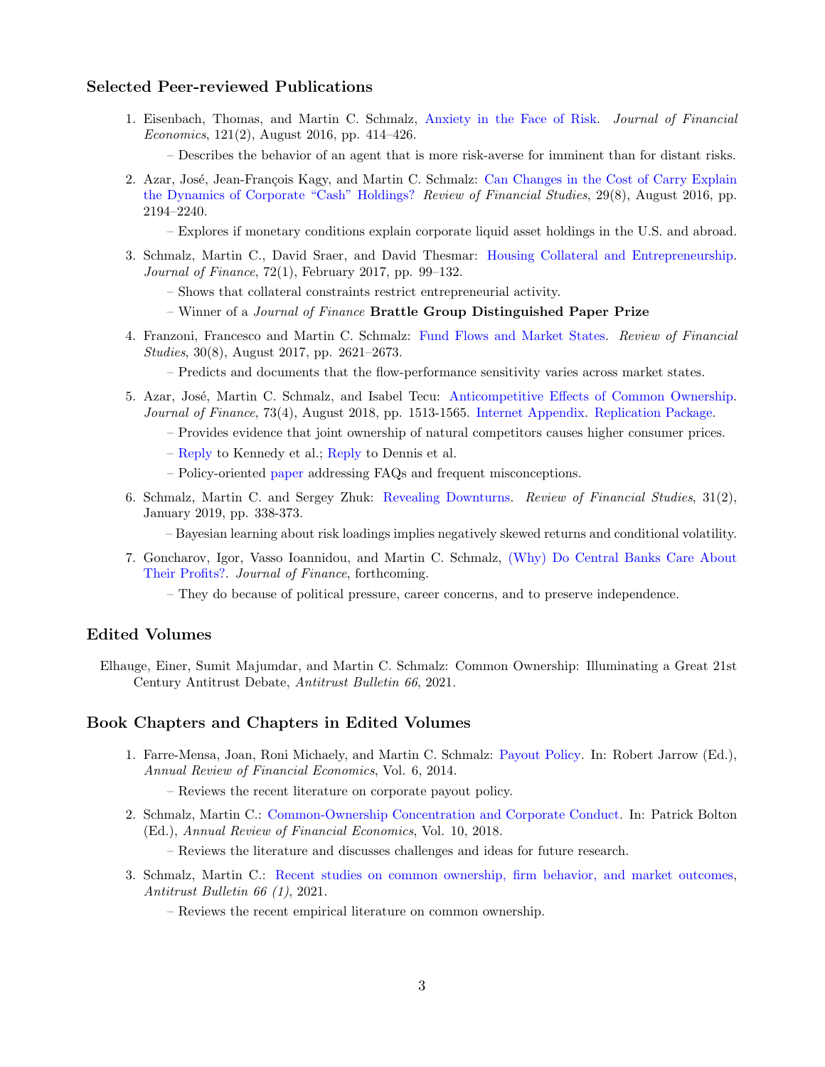### Selected Peer-reviewed Publications

1. Eisenbach, Thomas, and Martin C. Schmalz, Anxiety in the Face of Risk. *Journal of Financial Economics*, 121(2), August 2016, pp. 414–426.
   – Describes the behavior of an agent that is more risk-averse for imminent than for distant risks.
2. Azar, José, Jean-François Kagy, and Martin C. Schmalz: Can Changes in the Cost of Carry Explain the Dynamics of Corporate "Cash" Holdings? *Review of Financial Studies*, 29(8), August 2016, pp. 2194–2240.
   – Explores if monetary conditions explain corporate liquid asset holdings in the U.S. and abroad.
3. Schmalz, Martin C., David Sraer, and David Thesmar: Housing Collateral and Entrepreneurship. *Journal of Finance*, 72(1), February 2017, pp. 99–132.
   – Shows that collateral constraints restrict entrepreneurial activity.
   – Winner of a *Journal of Finance* **Brattle Group Distinguished Paper Prize**
4. Franzoni, Francesco and Martin C. Schmalz: Fund Flows and Market States. *Review of Financial Studies*, 30(8), August 2017, pp. 2621–2673.
   – Predicts and documents that the flow-performance sensitivity varies across market states.
5. Azar, José, Martin C. Schmalz, and Isabel Tecu: Anticompetitive Effects of Common Ownership. *Journal of Finance*, 73(4), August 2018, pp. 1513-1565. Internet Appendix. Replication Package.
   – Provides evidence that joint ownership of natural competitors causes higher consumer prices.
   – Reply to Kennedy et al.; Reply to Dennis et al.
   – Policy-oriented paper addressing FAQs and frequent misconceptions.
6. Schmalz, Martin C. and Sergey Zhuk: Revealing Downturns. *Review of Financial Studies*, 31(2), January 2019, pp. 338-373.
   – Bayesian learning about risk loadings implies negatively skewed returns and conditional volatility.
7. Goncharov, Igor, Vasso Ioannidou, and Martin C. Schmalz, (Why) Do Central Banks Care About Their Profits?. *Journal of Finance*, forthcoming.
   – They do because of political pressure, career concerns, and to preserve independence.

### Edited Volumes

Elhauge, Einer, Sumit Majumdar, and Martin C. Schmalz: Common Ownership: Illuminating a Great 21st Century Antitrust Debate, *Antitrust Bulletin 66*, 2021.

### Book Chapters and Chapters in Edited Volumes

1. Farre-Mensa, Joan, Roni Michaely, and Martin C. Schmalz: Payout Policy. In: Robert Jarrow (Ed.), *Annual Review of Financial Economics*, Vol. 6, 2014.
   – Reviews the recent literature on corporate payout policy.
2. Schmalz, Martin C.: Common-Ownership Concentration and Corporate Conduct. In: Patrick Bolton (Ed.), *Annual Review of Financial Economics*, Vol. 10, 2018.
   – Reviews the literature and discusses challenges and ideas for future research.
3. Schmalz, Martin C.: Recent studies on common ownership, firm behavior, and market outcomes, *Antitrust Bulletin 66 (1)*, 2021.
   – Reviews the recent empirical literature on common ownership.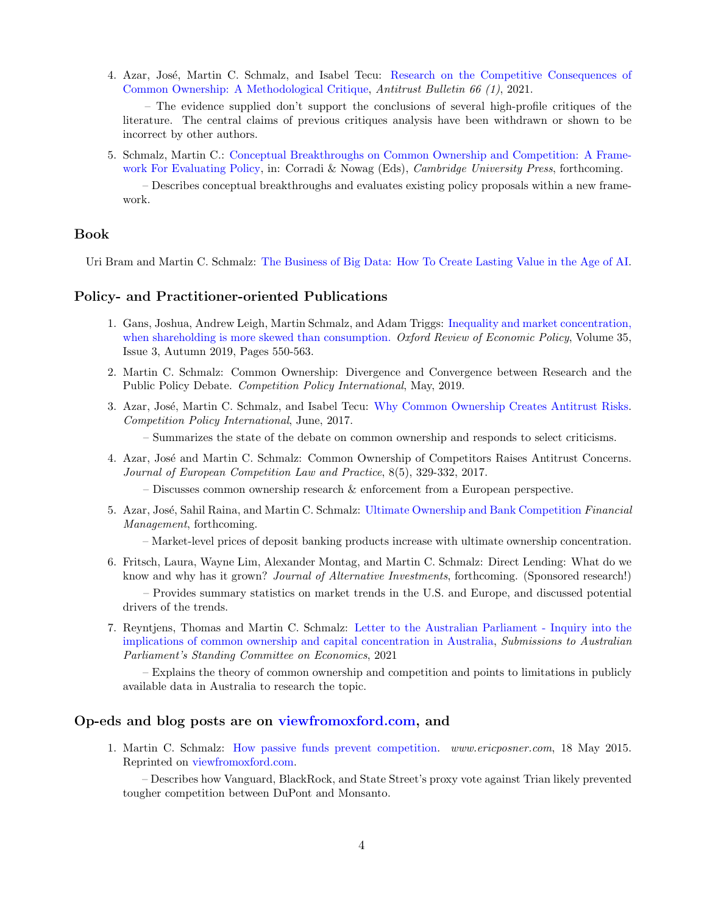4. Azar, José, Martin C. Schmalz, and Isabel Tecu: Research on the Competitive Consequences of Common Ownership: A Methodological Critique, *Antitrust Bulletin 66 (1)*, 2021.

   – The evidence supplied don't support the conclusions of several high-profile critiques of the literature. The central claims of previous critiques analysis have been withdrawn or shown to be incorrect by other authors.

5. Schmalz, Martin C.: Conceptual Breakthroughs on Common Ownership and Competition: A Framework For Evaluating Policy, in: Corradi & Nowag (Eds), *Cambridge University Press*, forthcoming.

   – Describes conceptual breakthroughs and evaluates existing policy proposals within a new framework.

## Book

Uri Bram and Martin C. Schmalz: The Business of Big Data: How To Create Lasting Value in the Age of AI.

## Policy- and Practitioner-oriented Publications

1. Gans, Joshua, Andrew Leigh, Martin Schmalz, and Adam Triggs: Inequality and market concentration, when shareholding is more skewed than consumption. *Oxford Review of Economic Policy*, Volume 35, Issue 3, Autumn 2019, Pages 550-563.

2. Martin C. Schmalz: Common Ownership: Divergence and Convergence between Research and the Public Policy Debate. *Competition Policy International*, May, 2019.

3. Azar, José, Martin C. Schmalz, and Isabel Tecu: Why Common Ownership Creates Antitrust Risks. *Competition Policy International*, June, 2017.

   – Summarizes the state of the debate on common ownership and responds to select criticisms.

4. Azar, José and Martin C. Schmalz: Common Ownership of Competitors Raises Antitrust Concerns. *Journal of European Competition Law and Practice*, 8(5), 329-332, 2017.

   – Discusses common ownership research & enforcement from a European perspective.

5. Azar, José, Sahil Raina, and Martin C. Schmalz: Ultimate Ownership and Bank Competition *Financial Management*, forthcoming.

   – Market-level prices of deposit banking products increase with ultimate ownership concentration.

6. Fritsch, Laura, Wayne Lim, Alexander Montag, and Martin C. Schmalz: Direct Lending: What do we know and why has it grown? *Journal of Alternative Investments*, forthcoming. (Sponsored research!)

   – Provides summary statistics on market trends in the U.S. and Europe, and discussed potential drivers of the trends.

7. Reyntjens, Thomas and Martin C. Schmalz: Letter to the Australian Parliament - Inquiry into the implications of common ownership and capital concentration in Australia, *Submissions to Australian Parliament's Standing Committee on Economics*, 2021

   – Explains the theory of common ownership and competition and points to limitations in publicly available data in Australia to research the topic.

## Op-eds and blog posts are on viewfromoxford.com, and

1. Martin C. Schmalz: How passive funds prevent competition. *www.ericposner.com*, 18 May 2015. Reprinted on viewfromoxford.com.

   – Describes how Vanguard, BlackRock, and State Street's proxy vote against Trian likely prevented tougher competition between DuPont and Monsanto.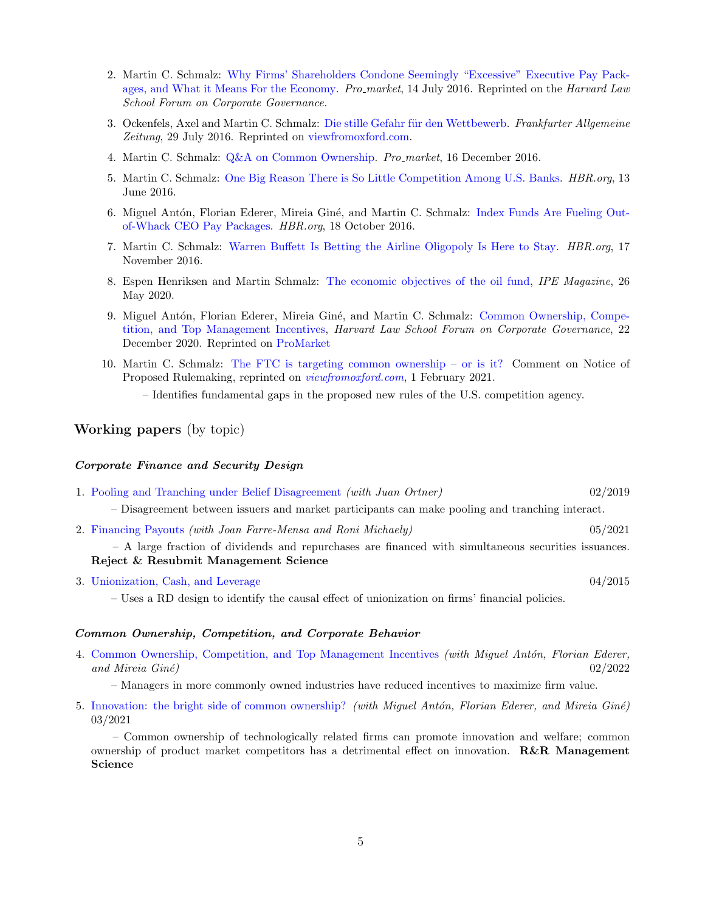2. Martin C. Schmalz: Why Firms' Shareholders Condone Seemingly "Excessive" Executive Pay Packages, and What it Means For the Economy. *Pro_market*, 14 July 2016. Reprinted on the *Harvard Law School Forum on Corporate Governance.*

3. Ockenfels, Axel and Martin C. Schmalz: Die stille Gefahr für den Wettbewerb. *Frankfurter Allgemeine Zeitung*, 29 July 2016. Reprinted on viewfromoxford.com.

4. Martin C. Schmalz: Q&A on Common Ownership. *Pro_market*, 16 December 2016.

5. Martin C. Schmalz: One Big Reason There is So Little Competition Among U.S. Banks. *HBR.org*, 13 June 2016.

6. Miguel Antón, Florian Ederer, Mireia Giné, and Martin C. Schmalz: Index Funds Are Fueling Out-of-Whack CEO Pay Packages. *HBR.org*, 18 October 2016.

7. Martin C. Schmalz: Warren Buffett Is Betting the Airline Oligopoly Is Here to Stay. *HBR.org*, 17 November 2016.

8. Espen Henriksen and Martin Schmalz: The economic objectives of the oil fund, *IPE Magazine*, 26 May 2020.

9. Miguel Antón, Florian Ederer, Mireia Giné, and Martin C. Schmalz: Common Ownership, Competition, and Top Management Incentives, *Harvard Law School Forum on Corporate Governance*, 22 December 2020. Reprinted on ProMarket

10. Martin C. Schmalz: The FTC is targeting common ownership – or is it? Comment on Notice of Proposed Rulemaking, reprinted on *viewfromoxford.com*, 1 February 2021.
    – Identifies fundamental gaps in the proposed new rules of the U.S. competition agency.

## Working papers (by topic)

### *Corporate Finance and Security Design*

1. Pooling and Tranching under Belief Disagreement *(with Juan Ortner)* 02/2019
   – Disagreement between issuers and market participants can make pooling and tranching interact.

2. Financing Payouts *(with Joan Farre-Mensa and Roni Michaely)* 05/2021
   – A large fraction of dividends and repurchases are financed with simultaneous securities issuances. **Reject & Resubmit Management Science**

3. Unionization, Cash, and Leverage 04/2015
   – Uses a RD design to identify the causal effect of unionization on firms' financial policies.

### *Common Ownership, Competition, and Corporate Behavior*

4. Common Ownership, Competition, and Top Management Incentives *(with Miguel Antón, Florian Ederer, and Mireia Giné)* 02/2022
   – Managers in more commonly owned industries have reduced incentives to maximize firm value.

5. Innovation: the bright side of common ownership? *(with Miguel Antón, Florian Ederer, and Mireia Giné)* 03/2021
   – Common ownership of technologically related firms can promote innovation and welfare; common ownership of product market competitors has a detrimental effect on innovation. **R&R Management Science**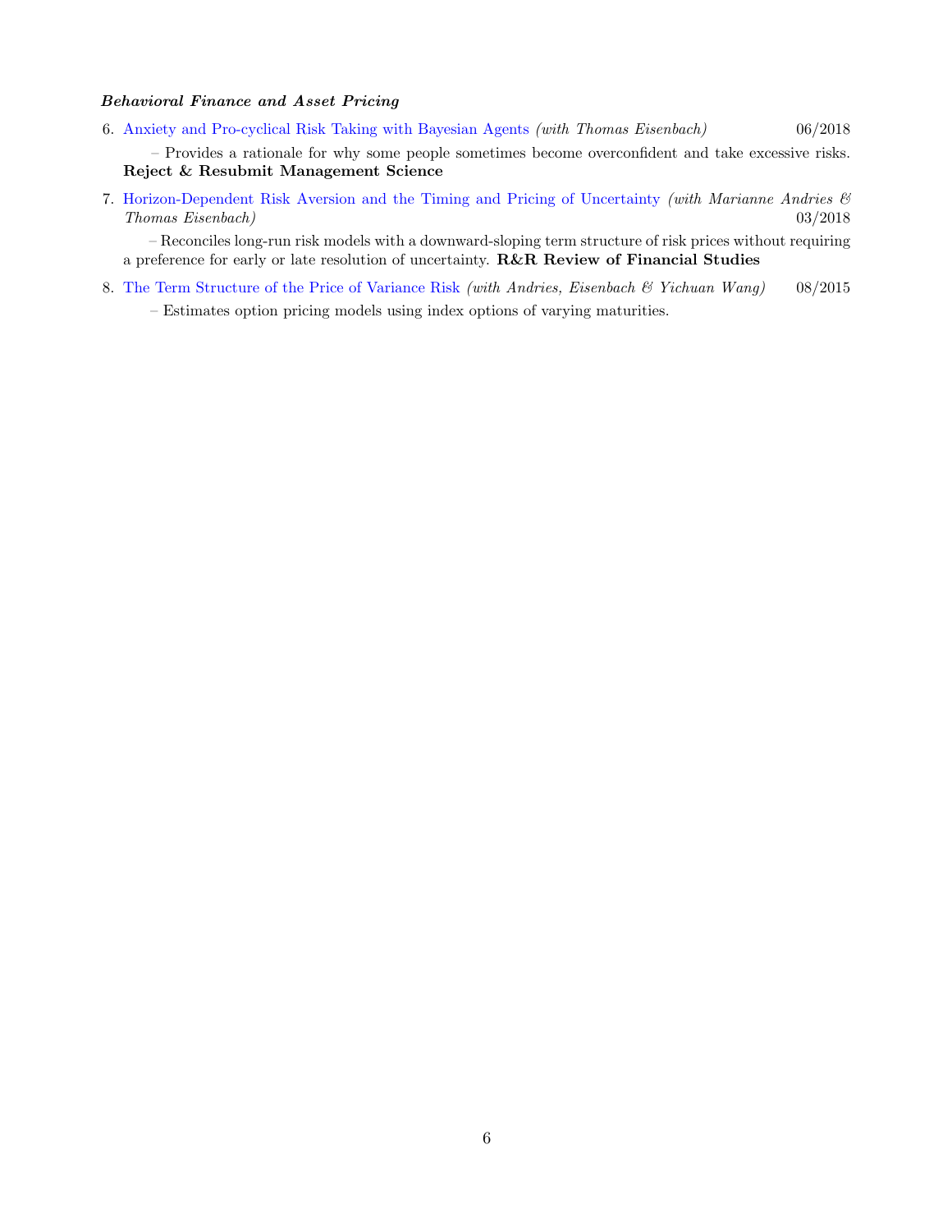***Behavioral Finance and Asset Pricing***

6. Anxiety and Pro-cyclical Risk Taking with Bayesian Agents *(with Thomas Eisenbach)* 06/2018

   – Provides a rationale for why some people sometimes become overconfident and take excessive risks. **Reject & Resubmit Management Science**

7. Horizon-Dependent Risk Aversion and the Timing and Pricing of Uncertainty *(with Marianne Andries & Thomas Eisenbach)* 03/2018

   – Reconciles long-run risk models with a downward-sloping term structure of risk prices without requiring a preference for early or late resolution of uncertainty. **R&R Review of Financial Studies**

8. The Term Structure of the Price of Variance Risk *(with Andries, Eisenbach & Yichuan Wang)* 08/2015

   – Estimates option pricing models using index options of varying maturities.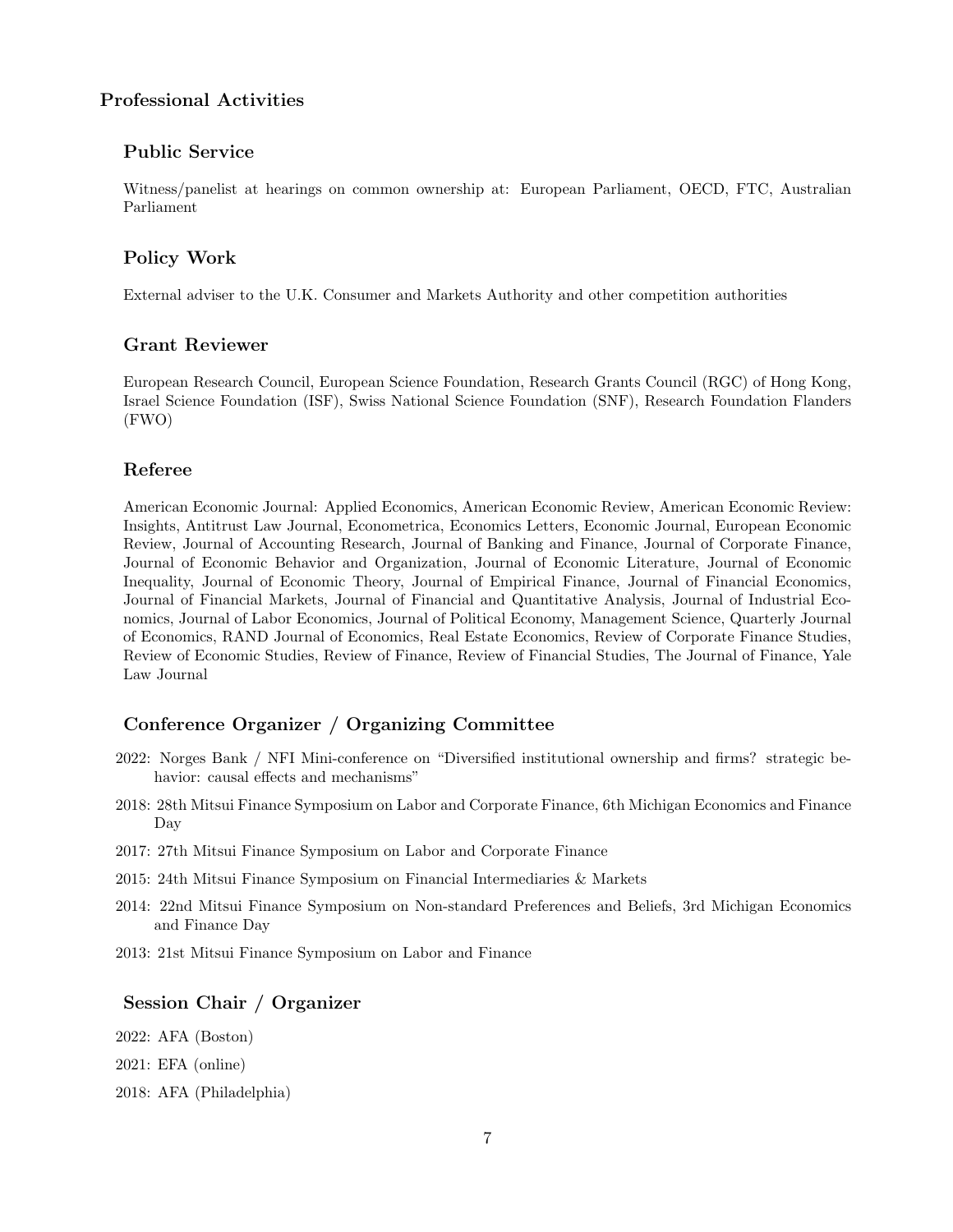## Professional Activities

### Public Service

Witness/panelist at hearings on common ownership at: European Parliament, OECD, FTC, Australian Parliament

### Policy Work

External adviser to the U.K. Consumer and Markets Authority and other competition authorities

### Grant Reviewer

European Research Council, European Science Foundation, Research Grants Council (RGC) of Hong Kong, Israel Science Foundation (ISF), Swiss National Science Foundation (SNF), Research Foundation Flanders (FWO)

### Referee

American Economic Journal: Applied Economics, American Economic Review, American Economic Review: Insights, Antitrust Law Journal, Econometrica, Economics Letters, Economic Journal, European Economic Review, Journal of Accounting Research, Journal of Banking and Finance, Journal of Corporate Finance, Journal of Economic Behavior and Organization, Journal of Economic Literature, Journal of Economic Inequality, Journal of Economic Theory, Journal of Empirical Finance, Journal of Financial Economics, Journal of Financial Markets, Journal of Financial and Quantitative Analysis, Journal of Industrial Economics, Journal of Labor Economics, Journal of Political Economy, Management Science, Quarterly Journal of Economics, RAND Journal of Economics, Real Estate Economics, Review of Corporate Finance Studies, Review of Economic Studies, Review of Finance, Review of Financial Studies, The Journal of Finance, Yale Law Journal

### Conference Organizer / Organizing Committee

2022: Norges Bank / NFI Mini-conference on "Diversified institutional ownership and firms? strategic behavior: causal effects and mechanisms"

2018: 28th Mitsui Finance Symposium on Labor and Corporate Finance, 6th Michigan Economics and Finance Day

2017: 27th Mitsui Finance Symposium on Labor and Corporate Finance

2015: 24th Mitsui Finance Symposium on Financial Intermediaries & Markets

2014: 22nd Mitsui Finance Symposium on Non-standard Preferences and Beliefs, 3rd Michigan Economics and Finance Day

2013: 21st Mitsui Finance Symposium on Labor and Finance

### Session Chair / Organizer

2022: AFA (Boston)

2021: EFA (online)

2018: AFA (Philadelphia)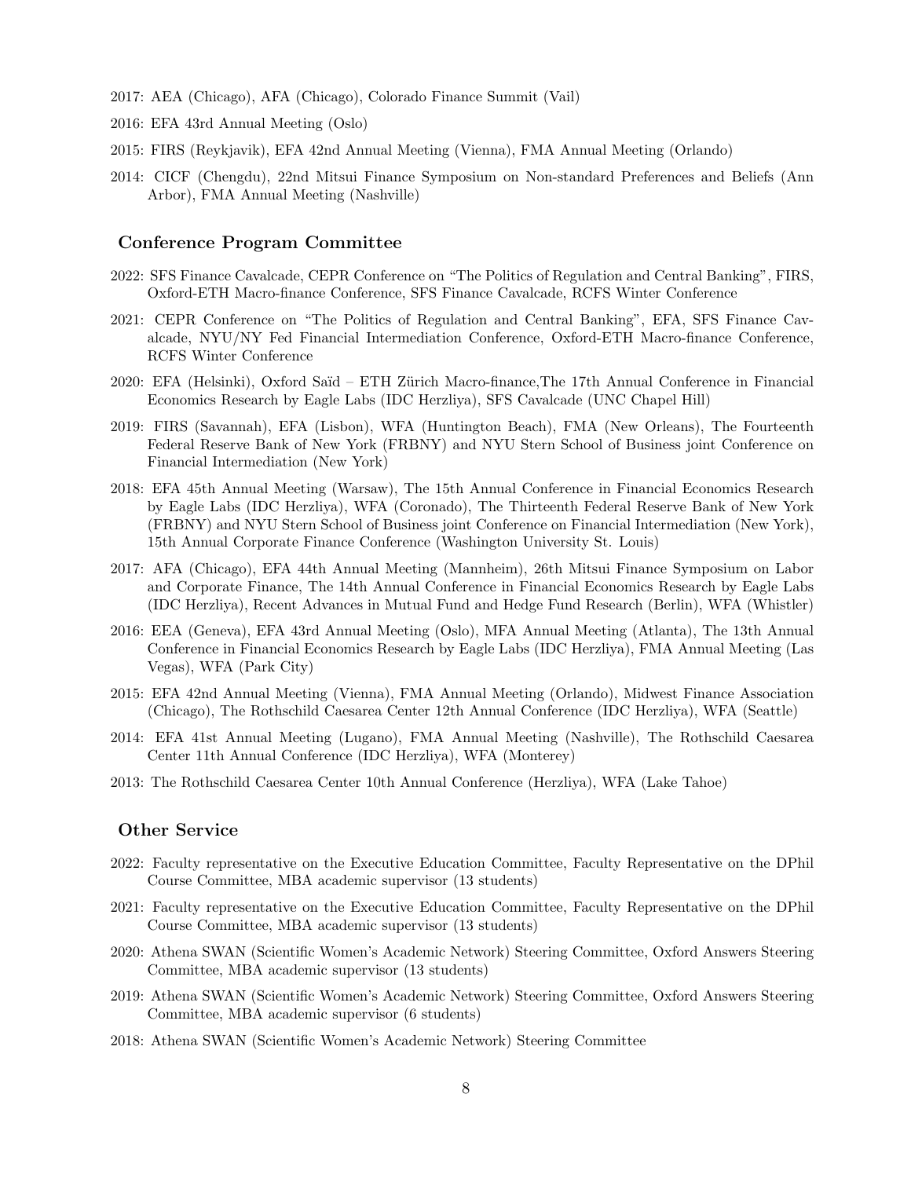2017: AEA (Chicago), AFA (Chicago), Colorado Finance Summit (Vail)

2016: EFA 43rd Annual Meeting (Oslo)

2015: FIRS (Reykjavik), EFA 42nd Annual Meeting (Vienna), FMA Annual Meeting (Orlando)

2014: CICF (Chengdu), 22nd Mitsui Finance Symposium on Non-standard Preferences and Beliefs (Ann Arbor), FMA Annual Meeting (Nashville)

## Conference Program Committee

2022: SFS Finance Cavalcade, CEPR Conference on "The Politics of Regulation and Central Banking", FIRS, Oxford-ETH Macro-finance Conference, SFS Finance Cavalcade, RCFS Winter Conference

2021: CEPR Conference on "The Politics of Regulation and Central Banking", EFA, SFS Finance Cavalcade, NYU/NY Fed Financial Intermediation Conference, Oxford-ETH Macro-finance Conference, RCFS Winter Conference

2020: EFA (Helsinki), Oxford Saïd – ETH Zürich Macro-finance,The 17th Annual Conference in Financial Economics Research by Eagle Labs (IDC Herzliya), SFS Cavalcade (UNC Chapel Hill)

2019: FIRS (Savannah), EFA (Lisbon), WFA (Huntington Beach), FMA (New Orleans), The Fourteenth Federal Reserve Bank of New York (FRBNY) and NYU Stern School of Business joint Conference on Financial Intermediation (New York)

2018: EFA 45th Annual Meeting (Warsaw), The 15th Annual Conference in Financial Economics Research by Eagle Labs (IDC Herzliya), WFA (Coronado), The Thirteenth Federal Reserve Bank of New York (FRBNY) and NYU Stern School of Business joint Conference on Financial Intermediation (New York), 15th Annual Corporate Finance Conference (Washington University St. Louis)

2017: AFA (Chicago), EFA 44th Annual Meeting (Mannheim), 26th Mitsui Finance Symposium on Labor and Corporate Finance, The 14th Annual Conference in Financial Economics Research by Eagle Labs (IDC Herzliya), Recent Advances in Mutual Fund and Hedge Fund Research (Berlin), WFA (Whistler)

2016: EEA (Geneva), EFA 43rd Annual Meeting (Oslo), MFA Annual Meeting (Atlanta), The 13th Annual Conference in Financial Economics Research by Eagle Labs (IDC Herzliya), FMA Annual Meeting (Las Vegas), WFA (Park City)

2015: EFA 42nd Annual Meeting (Vienna), FMA Annual Meeting (Orlando), Midwest Finance Association (Chicago), The Rothschild Caesarea Center 12th Annual Conference (IDC Herzliya), WFA (Seattle)

2014: EFA 41st Annual Meeting (Lugano), FMA Annual Meeting (Nashville), The Rothschild Caesarea Center 11th Annual Conference (IDC Herzliya), WFA (Monterey)

2013: The Rothschild Caesarea Center 10th Annual Conference (Herzliya), WFA (Lake Tahoe)

## Other Service

2022: Faculty representative on the Executive Education Committee, Faculty Representative on the DPhil Course Committee, MBA academic supervisor (13 students)

2021: Faculty representative on the Executive Education Committee, Faculty Representative on the DPhil Course Committee, MBA academic supervisor (13 students)

2020: Athena SWAN (Scientific Women's Academic Network) Steering Committee, Oxford Answers Steering Committee, MBA academic supervisor (13 students)

2019: Athena SWAN (Scientific Women's Academic Network) Steering Committee, Oxford Answers Steering Committee, MBA academic supervisor (6 students)

2018: Athena SWAN (Scientific Women's Academic Network) Steering Committee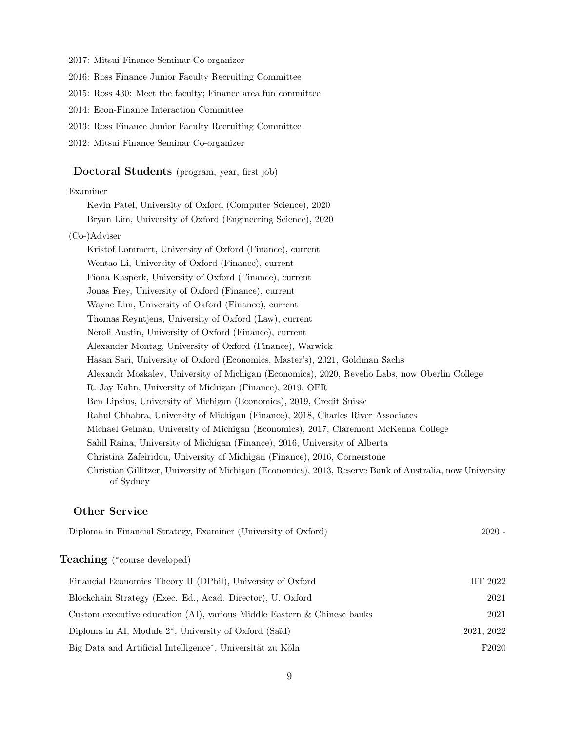2017: Mitsui Finance Seminar Co-organizer

2016: Ross Finance Junior Faculty Recruiting Committee

2015: Ross 430: Meet the faculty; Finance area fun committee

2014: Econ-Finance Interaction Committee

2013: Ross Finance Junior Faculty Recruiting Committee

2012: Mitsui Finance Seminar Co-organizer

### Doctoral Students (program, year, first job)

Examiner

- Kevin Patel, University of Oxford (Computer Science), 2020
- Bryan Lim, University of Oxford (Engineering Science), 2020

(Co-)Adviser

- Kristof Lommert, University of Oxford (Finance), current
- Wentao Li, University of Oxford (Finance), current
- Fiona Kasperk, University of Oxford (Finance), current
- Jonas Frey, University of Oxford (Finance), current
- Wayne Lim, University of Oxford (Finance), current
- Thomas Reyntjens, University of Oxford (Law), current
- Neroli Austin, University of Oxford (Finance), current
- Alexander Montag, University of Oxford (Finance), Warwick
- Hasan Sari, University of Oxford (Economics, Master's), 2021, Goldman Sachs
- Alexandr Moskalev, University of Michigan (Economics), 2020, Revelio Labs, now Oberlin College
- R. Jay Kahn, University of Michigan (Finance), 2019, OFR
- Ben Lipsius, University of Michigan (Economics), 2019, Credit Suisse
- Rahul Chhabra, University of Michigan (Finance), 2018, Charles River Associates
- Michael Gelman, University of Michigan (Economics), 2017, Claremont McKenna College
- Sahil Raina, University of Michigan (Finance), 2016, University of Alberta
- Christina Zafeiridou, University of Michigan (Finance), 2016, Cornerstone
- Christian Gillitzer, University of Michigan (Economics), 2013, Reserve Bank of Australia, now University of Sydney

### Other Service

Diploma in Financial Strategy, Examiner (University of Oxford) 2020 -

## Teaching (*course developed)

| | |
|---|---|
| Financial Economics Theory II (DPhil), University of Oxford | HT 2022 |
| Blockchain Strategy (Exec. Ed., Acad. Director), U. Oxford | 2021 |
| Custom executive education (AI), various Middle Eastern & Chinese banks | 2021 |
| Diploma in AI, Module 2*, University of Oxford (Saïd) | 2021, 2022 |
| Big Data and Artificial Intelligence*, Universität zu Köln | F2020 |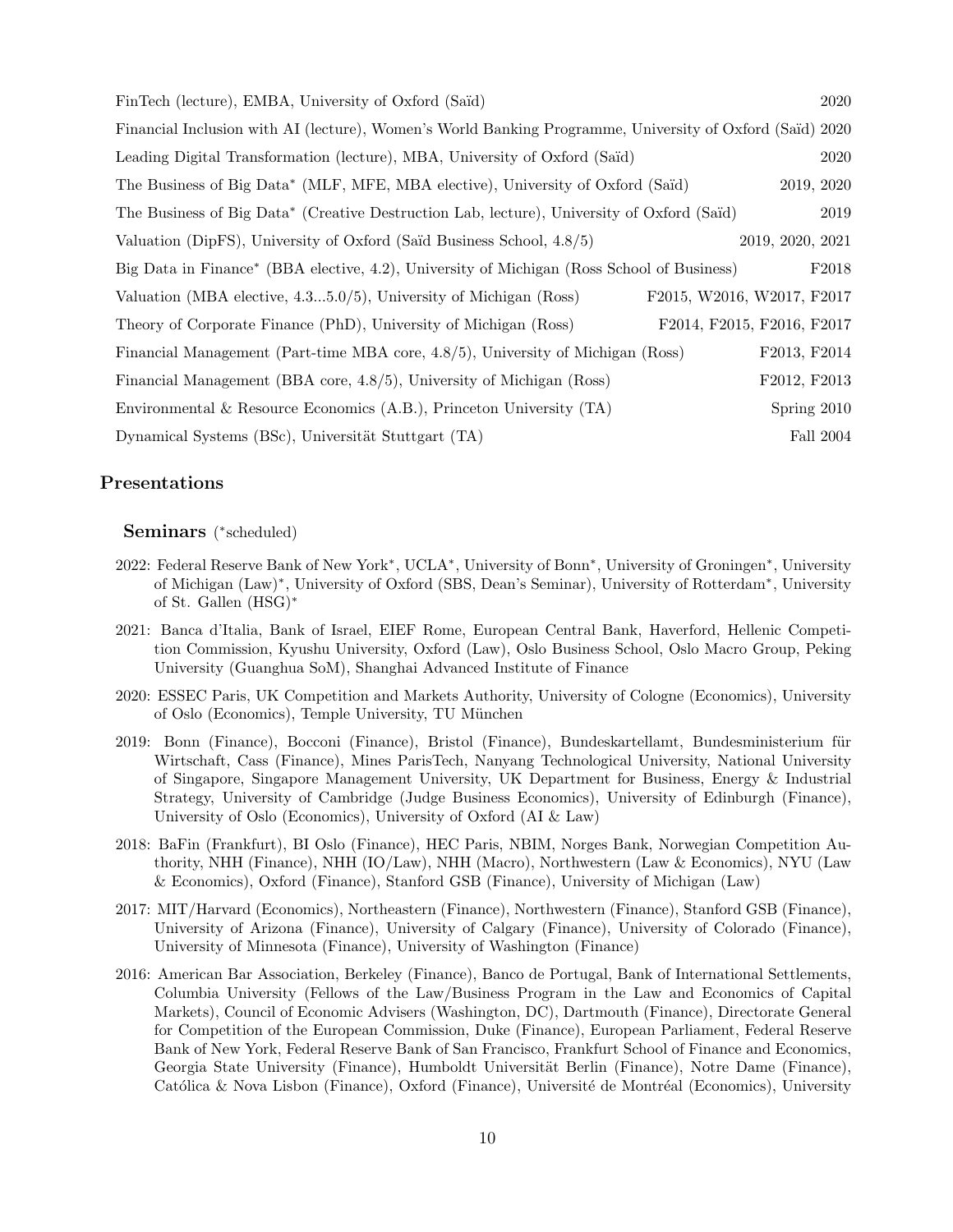FinTech (lecture), EMBA, University of Oxford (Saïd) 2020

Financial Inclusion with AI (lecture), Women's World Banking Programme, University of Oxford (Saïd) 2020

Leading Digital Transformation (lecture), MBA, University of Oxford (Saïd) 2020

The Business of Big Data* (MLF, MFE, MBA elective), University of Oxford (Saïd) 2019, 2020

The Business of Big Data* (Creative Destruction Lab, lecture), University of Oxford (Saïd) 2019

Valuation (DipFS), University of Oxford (Saïd Business School, 4.8/5) 2019, 2020, 2021

Big Data in Finance* (BBA elective, 4.2), University of Michigan (Ross School of Business) F2018

Valuation (MBA elective, 4.3...5.0/5), University of Michigan (Ross) F2015, W2016, W2017, F2017

Theory of Corporate Finance (PhD), University of Michigan (Ross) F2014, F2015, F2016, F2017

Financial Management (Part-time MBA core, 4.8/5), University of Michigan (Ross) F2013, F2014

Financial Management (BBA core, 4.8/5), University of Michigan (Ross) F2012, F2013

Environmental & Resource Economics (A.B.), Princeton University (TA) Spring 2010

Dynamical Systems (BSc), Universität Stuttgart (TA) Fall 2004

## Presentations

### Seminars (*scheduled)

- 2022: Federal Reserve Bank of New York*, UCLA*, University of Bonn*, University of Groningen*, University of Michigan (Law)*, University of Oxford (SBS, Dean's Seminar), University of Rotterdam*, University of St. Gallen (HSG)*
- 2021: Banca d'Italia, Bank of Israel, EIEF Rome, European Central Bank, Haverford, Hellenic Competition Commission, Kyushu University, Oxford (Law), Oslo Business School, Oslo Macro Group, Peking University (Guanghua SoM), Shanghai Advanced Institute of Finance
- 2020: ESSEC Paris, UK Competition and Markets Authority, University of Cologne (Economics), University of Oslo (Economics), Temple University, TU München
- 2019: Bonn (Finance), Bocconi (Finance), Bristol (Finance), Bundeskartellamt, Bundesministerium für Wirtschaft, Cass (Finance), Mines ParisTech, Nanyang Technological University, National University of Singapore, Singapore Management University, UK Department for Business, Energy & Industrial Strategy, University of Cambridge (Judge Business Economics), University of Edinburgh (Finance), University of Oslo (Economics), University of Oxford (AI & Law)
- 2018: BaFin (Frankfurt), BI Oslo (Finance), HEC Paris, NBIM, Norges Bank, Norwegian Competition Authority, NHH (Finance), NHH (IO/Law), NHH (Macro), Northwestern (Law & Economics), NYU (Law & Economics), Oxford (Finance), Stanford GSB (Finance), University of Michigan (Law)
- 2017: MIT/Harvard (Economics), Northeastern (Finance), Northwestern (Finance), Stanford GSB (Finance), University of Arizona (Finance), University of Calgary (Finance), University of Colorado (Finance), University of Minnesota (Finance), University of Washington (Finance)
- 2016: American Bar Association, Berkeley (Finance), Banco de Portugal, Bank of International Settlements, Columbia University (Fellows of the Law/Business Program in the Law and Economics of Capital Markets), Council of Economic Advisers (Washington, DC), Dartmouth (Finance), Directorate General for Competition of the European Commission, Duke (Finance), European Parliament, Federal Reserve Bank of New York, Federal Reserve Bank of San Francisco, Frankfurt School of Finance and Economics, Georgia State University (Finance), Humboldt Universität Berlin (Finance), Notre Dame (Finance), Católica & Nova Lisbon (Finance), Oxford (Finance), Université de Montréal (Economics), University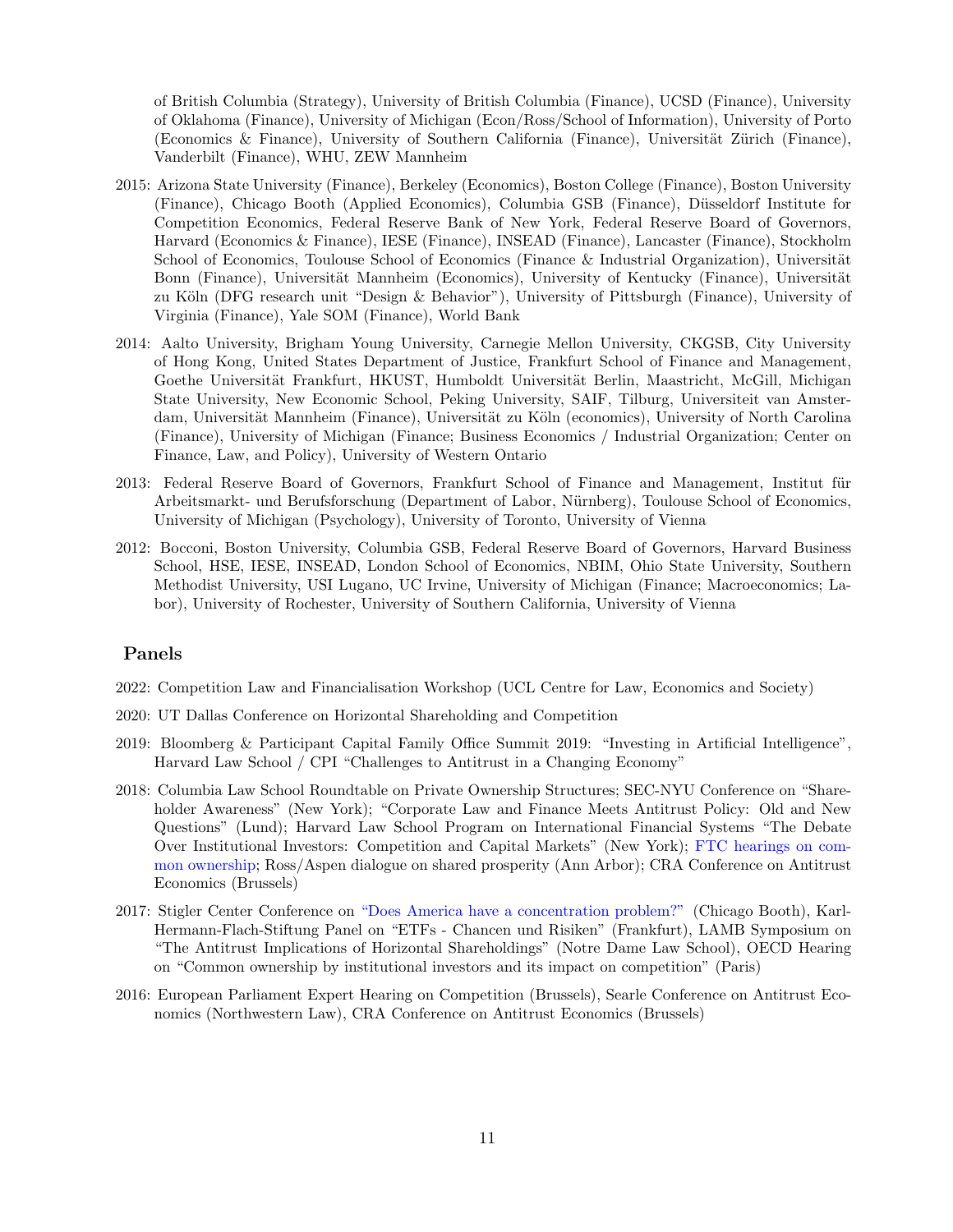of British Columbia (Strategy), University of British Columbia (Finance), UCSD (Finance), University of Oklahoma (Finance), University of Michigan (Econ/Ross/School of Information), University of Porto (Economics & Finance), University of Southern California (Finance), Universität Zürich (Finance), Vanderbilt (Finance), WHU, ZEW Mannheim

- 2015: Arizona State University (Finance), Berkeley (Economics), Boston College (Finance), Boston University (Finance), Chicago Booth (Applied Economics), Columbia GSB (Finance), Düsseldorf Institute for Competition Economics, Federal Reserve Bank of New York, Federal Reserve Board of Governors, Harvard (Economics & Finance), IESE (Finance), INSEAD (Finance), Lancaster (Finance), Stockholm School of Economics, Toulouse School of Economics (Finance & Industrial Organization), Universität Bonn (Finance), Universität Mannheim (Economics), University of Kentucky (Finance), Universität zu Köln (DFG research unit "Design & Behavior"), University of Pittsburgh (Finance), University of Virginia (Finance), Yale SOM (Finance), World Bank
- 2014: Aalto University, Brigham Young University, Carnegie Mellon University, CKGSB, City University of Hong Kong, United States Department of Justice, Frankfurt School of Finance and Management, Goethe Universität Frankfurt, HKUST, Humboldt Universität Berlin, Maastricht, McGill, Michigan State University, New Economic School, Peking University, SAIF, Tilburg, Universiteit van Amsterdam, Universität Mannheim (Finance), Universität zu Köln (economics), University of North Carolina (Finance), University of Michigan (Finance; Business Economics / Industrial Organization; Center on Finance, Law, and Policy), University of Western Ontario
- 2013: Federal Reserve Board of Governors, Frankfurt School of Finance and Management, Institut für Arbeitsmarkt- und Berufsforschung (Department of Labor, Nürnberg), Toulouse School of Economics, University of Michigan (Psychology), University of Toronto, University of Vienna
- 2012: Bocconi, Boston University, Columbia GSB, Federal Reserve Board of Governors, Harvard Business School, HSE, IESE, INSEAD, London School of Economics, NBIM, Ohio State University, Southern Methodist University, USI Lugano, UC Irvine, University of Michigan (Finance; Macroeconomics; Labor), University of Rochester, University of Southern California, University of Vienna

## Panels

- 2022: Competition Law and Financialisation Workshop (UCL Centre for Law, Economics and Society)
- 2020: UT Dallas Conference on Horizontal Shareholding and Competition
- 2019: Bloomberg & Participant Capital Family Office Summit 2019: "Investing in Artificial Intelligence", Harvard Law School / CPI "Challenges to Antitrust in a Changing Economy"
- 2018: Columbia Law School Roundtable on Private Ownership Structures; SEC-NYU Conference on "Shareholder Awareness" (New York); "Corporate Law and Finance Meets Antitrust Policy: Old and New Questions" (Lund); Harvard Law School Program on International Financial Systems "The Debate Over Institutional Investors: Competition and Capital Markets" (New York); FTC hearings on common ownership; Ross/Aspen dialogue on shared prosperity (Ann Arbor); CRA Conference on Antitrust Economics (Brussels)
- 2017: Stigler Center Conference on "Does America have a concentration problem?" (Chicago Booth), Karl-Hermann-Flach-Stiftung Panel on "ETFs - Chancen und Risiken" (Frankfurt), LAMB Symposium on "The Antitrust Implications of Horizontal Shareholdings" (Notre Dame Law School), OECD Hearing on "Common ownership by institutional investors and its impact on competition" (Paris)
- 2016: European Parliament Expert Hearing on Competition (Brussels), Searle Conference on Antitrust Economics (Northwestern Law), CRA Conference on Antitrust Economics (Brussels)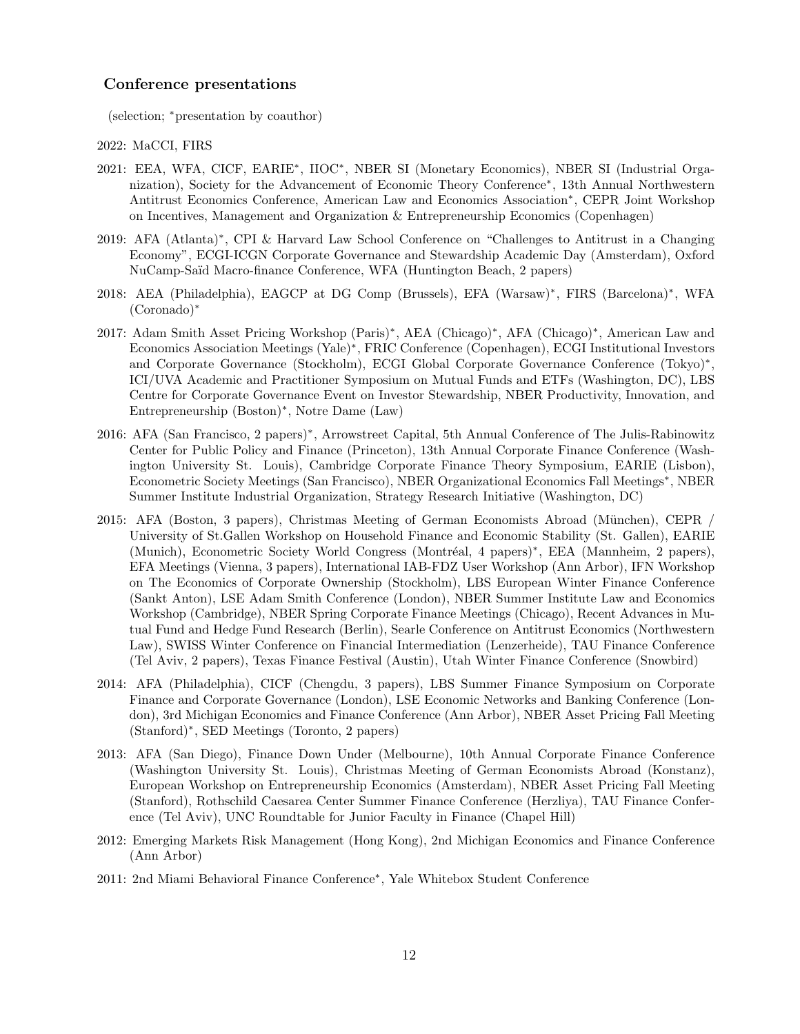### Conference presentations

(selection; *presentation by coauthor)

2022: MaCCI, FIRS

2021: EEA, WFA, CICF, EARIE*, IIOC*, NBER SI (Monetary Economics), NBER SI (Industrial Organization), Society for the Advancement of Economic Theory Conference*, 13th Annual Northwestern Antitrust Economics Conference, American Law and Economics Association*, CEPR Joint Workshop on Incentives, Management and Organization & Entrepreneurship Economics (Copenhagen)

2019: AFA (Atlanta)*, CPI & Harvard Law School Conference on "Challenges to Antitrust in a Changing Economy", ECGI-ICGN Corporate Governance and Stewardship Academic Day (Amsterdam), Oxford NuCamp-Saïd Macro-finance Conference, WFA (Huntington Beach, 2 papers)

2018: AEA (Philadelphia), EAGCP at DG Comp (Brussels), EFA (Warsaw)*, FIRS (Barcelona)*, WFA (Coronado)*

2017: Adam Smith Asset Pricing Workshop (Paris)*, AEA (Chicago)*, AFA (Chicago)*, American Law and Economics Association Meetings (Yale)*, FRIC Conference (Copenhagen), ECGI Institutional Investors and Corporate Governance (Stockholm), ECGI Global Corporate Governance Conference (Tokyo)*, ICI/UVA Academic and Practitioner Symposium on Mutual Funds and ETFs (Washington, DC), LBS Centre for Corporate Governance Event on Investor Stewardship, NBER Productivity, Innovation, and Entrepreneurship (Boston)*, Notre Dame (Law)

2016: AFA (San Francisco, 2 papers)*, Arrowstreet Capital, 5th Annual Conference of The Julis-Rabinowitz Center for Public Policy and Finance (Princeton), 13th Annual Corporate Finance Conference (Washington University St. Louis), Cambridge Corporate Finance Theory Symposium, EARIE (Lisbon), Econometric Society Meetings (San Francisco), NBER Organizational Economics Fall Meetings*, NBER Summer Institute Industrial Organization, Strategy Research Initiative (Washington, DC)

2015: AFA (Boston, 3 papers), Christmas Meeting of German Economists Abroad (München), CEPR / University of St.Gallen Workshop on Household Finance and Economic Stability (St. Gallen), EARIE (Munich), Econometric Society World Congress (Montréal, 4 papers)*, EEA (Mannheim, 2 papers), EFA Meetings (Vienna, 3 papers), International IAB-FDZ User Workshop (Ann Arbor), IFN Workshop on The Economics of Corporate Ownership (Stockholm), LBS European Winter Finance Conference (Sankt Anton), LSE Adam Smith Conference (London), NBER Summer Institute Law and Economics Workshop (Cambridge), NBER Spring Corporate Finance Meetings (Chicago), Recent Advances in Mutual Fund and Hedge Fund Research (Berlin), Searle Conference on Antitrust Economics (Northwestern Law), SWISS Winter Conference on Financial Intermediation (Lenzerheide), TAU Finance Conference (Tel Aviv, 2 papers), Texas Finance Festival (Austin), Utah Winter Finance Conference (Snowbird)

2014: AFA (Philadelphia), CICF (Chengdu, 3 papers), LBS Summer Finance Symposium on Corporate Finance and Corporate Governance (London), LSE Economic Networks and Banking Conference (London), 3rd Michigan Economics and Finance Conference (Ann Arbor), NBER Asset Pricing Fall Meeting (Stanford)*, SED Meetings (Toronto, 2 papers)

2013: AFA (San Diego), Finance Down Under (Melbourne), 10th Annual Corporate Finance Conference (Washington University St. Louis), Christmas Meeting of German Economists Abroad (Konstanz), European Workshop on Entrepreneurship Economics (Amsterdam), NBER Asset Pricing Fall Meeting (Stanford), Rothschild Caesarea Center Summer Finance Conference (Herzliya), TAU Finance Conference (Tel Aviv), UNC Roundtable for Junior Faculty in Finance (Chapel Hill)

2012: Emerging Markets Risk Management (Hong Kong), 2nd Michigan Economics and Finance Conference (Ann Arbor)

2011: 2nd Miami Behavioral Finance Conference*, Yale Whitebox Student Conference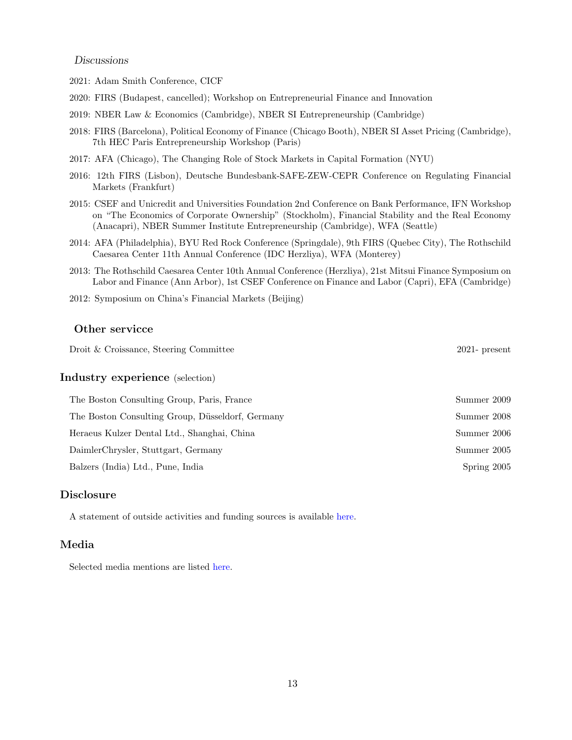*Discussions*

2021: Adam Smith Conference, CICF

2020: FIRS (Budapest, cancelled); Workshop on Entrepreneurial Finance and Innovation

2019: NBER Law & Economics (Cambridge), NBER SI Entrepreneurship (Cambridge)

2018: FIRS (Barcelona), Political Economy of Finance (Chicago Booth), NBER SI Asset Pricing (Cambridge), 7th HEC Paris Entrepreneurship Workshop (Paris)

2017: AFA (Chicago), The Changing Role of Stock Markets in Capital Formation (NYU)

2016: 12th FIRS (Lisbon), Deutsche Bundesbank-SAFE-ZEW-CEPR Conference on Regulating Financial Markets (Frankfurt)

2015: CSEF and Unicredit and Universities Foundation 2nd Conference on Bank Performance, IFN Workshop on "The Economics of Corporate Ownership" (Stockholm), Financial Stability and the Real Economy (Anacapri), NBER Summer Institute Entrepreneurship (Cambridge), WFA (Seattle)

2014: AFA (Philadelphia), BYU Red Rock Conference (Springdale), 9th FIRS (Quebec City), The Rothschild Caesarea Center 11th Annual Conference (IDC Herzliya), WFA (Monterey)

2013: The Rothschild Caesarea Center 10th Annual Conference (Herzliya), 21st Mitsui Finance Symposium on Labor and Finance (Ann Arbor), 1st CSEF Conference on Finance and Labor (Capri), EFA (Cambridge)

2012: Symposium on China's Financial Markets (Beijing)

### Other servicce

Droit & Croissance, Steering Committee — 2021- present

## Industry experience (selection)

| | |
|---|---|
| The Boston Consulting Group, Paris, France | Summer 2009 |
| The Boston Consulting Group, Düsseldorf, Germany | Summer 2008 |
| Heraeus Kulzer Dental Ltd., Shanghai, China | Summer 2006 |
| DaimlerChrysler, Stuttgart, Germany | Summer 2005 |
| Balzers (India) Ltd., Pune, India | Spring 2005 |

## Disclosure

A statement of outside activities and funding sources is available here.

## Media

Selected media mentions are listed here.